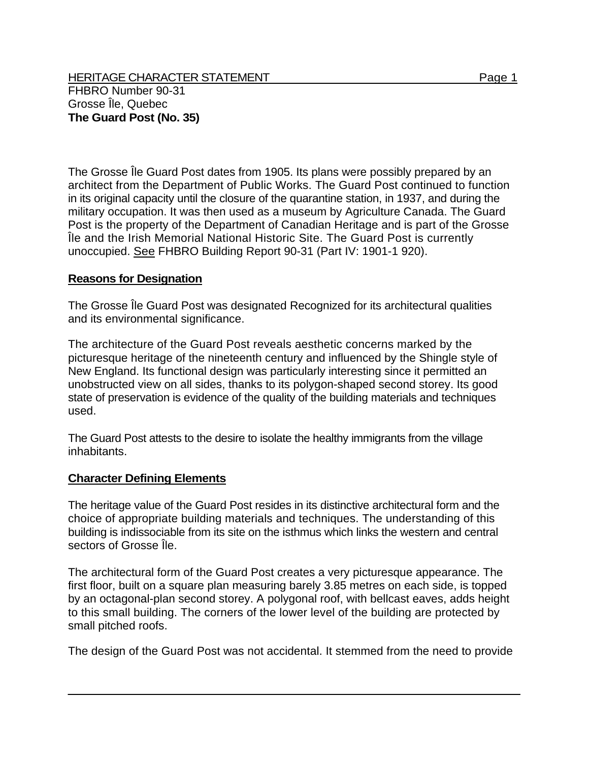HERITAGE CHARACTER STATEMENT

FHBRO Number 90-31
Grosse Île, Quebec
**The Guard Post (No. 35)**

The Grosse Île Guard Post dates from 1905. Its plans were possibly prepared by an architect from the Department of Public Works. The Guard Post continued to function in its original capacity until the closure of the quarantine station, in 1937, and during the military occupation. It was then used as a museum by Agriculture Canada. The Guard Post is the property of the Department of Canadian Heritage and is part of the Grosse Île and the Irish Memorial National Historic Site. The Guard Post is currently unoccupied. See FHBRO Building Report 90-31 (Part IV: 1901-1 920).

## Reasons for Designation

The Grosse Île Guard Post was designated Recognized for its architectural qualities and its environmental significance.

The architecture of the Guard Post reveals aesthetic concerns marked by the picturesque heritage of the nineteenth century and influenced by the Shingle style of New England. Its functional design was particularly interesting since it permitted an unobstructed view on all sides, thanks to its polygon-shaped second storey. Its good state of preservation is evidence of the quality of the building materials and techniques used.

The Guard Post attests to the desire to isolate the healthy immigrants from the village inhabitants.

## Character Defining Elements

The heritage value of the Guard Post resides in its distinctive architectural form and the choice of appropriate building materials and techniques. The understanding of this building is indissociable from its site on the isthmus which links the western and central sectors of Grosse Île.

The architectural form of the Guard Post creates a very picturesque appearance. The first floor, built on a square plan measuring barely 3.85 metres on each side, is topped by an octagonal-plan second storey. A polygonal roof, with bellcast eaves, adds height to this small building. The corners of the lower level of the building are protected by small pitched roofs.

The design of the Guard Post was not accidental. It stemmed from the need to provide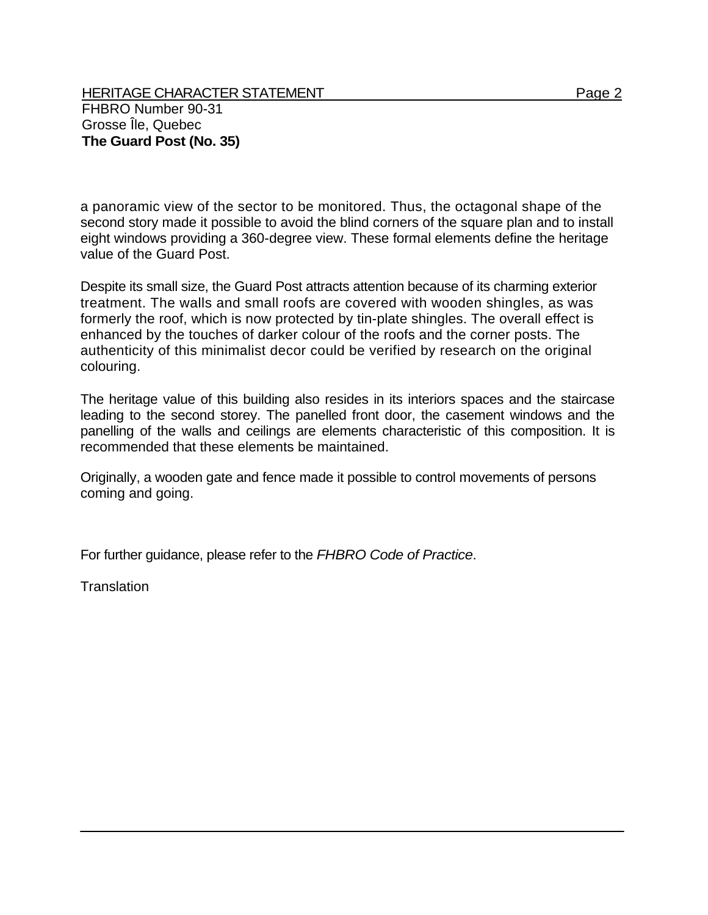a panoramic view of the sector to be monitored. Thus, the octagonal shape of the second story made it possible to avoid the blind corners of the square plan and to install eight windows providing a 360-degree view. These formal elements define the heritage value of the Guard Post.

Despite its small size, the Guard Post attracts attention because of its charming exterior treatment. The walls and small roofs are covered with wooden shingles, as was formerly the roof, which is now protected by tin-plate shingles. The overall effect is enhanced by the touches of darker colour of the roofs and the corner posts. The authenticity of this minimalist decor could be verified by research on the original colouring.

The heritage value of this building also resides in its interiors spaces and the staircase leading to the second storey. The panelled front door, the casement windows and the panelling of the walls and ceilings are elements characteristic of this composition. It is recommended that these elements be maintained.

Originally, a wooden gate and fence made it possible to control movements of persons coming and going.

For further guidance, please refer to the *FHBRO Code of Practice*.

Translation